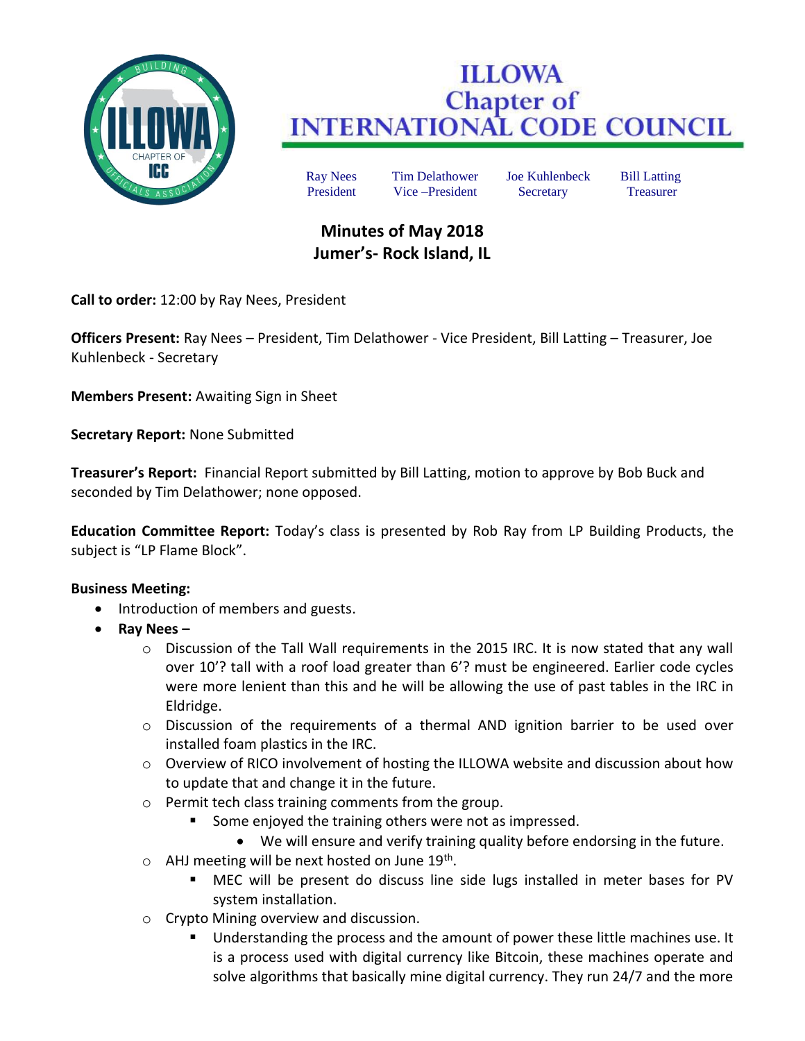# ILLOWA Chapter of INTERNATIONAL CODE COUNCIL

Ray Nees President | Tim Delathower Vice –President | Joe Kuhlenbeck Secretary | Bill Latting Treasurer

## Minutes of May 2018
## Jumer's- Rock Island, IL

**Call to order:** 12:00 by Ray Nees, President

**Officers Present:** Ray Nees – President, Tim Delathower - Vice President, Bill Latting – Treasurer, Joe Kuhlenbeck - Secretary

**Members Present:** Awaiting Sign in Sheet

**Secretary Report:** None Submitted

**Treasurer's Report:** Financial Report submitted by Bill Latting, motion to approve by Bob Buck and seconded by Tim Delathower; none opposed.

**Education Committee Report:** Today's class is presented by Rob Ray from LP Building Products, the subject is "LP Flame Block".

**Business Meeting:**

- Introduction of members and guests.
- **Ray Nees –**
  - Discussion of the Tall Wall requirements in the 2015 IRC. It is now stated that any wall over 10'? tall with a roof load greater than 6'? must be engineered. Earlier code cycles were more lenient than this and he will be allowing the use of past tables in the IRC in Eldridge.
  - Discussion of the requirements of a thermal AND ignition barrier to be used over installed foam plastics in the IRC.
  - Overview of RICO involvement of hosting the ILLOWA website and discussion about how to update that and change it in the future.
  - Permit tech class training comments from the group.
    - Some enjoyed the training others were not as impressed.
      - We will ensure and verify training quality before endorsing in the future.
  - AHJ meeting will be next hosted on June 19th.
    - MEC will be present do discuss line side lugs installed in meter bases for PV system installation.
  - Crypto Mining overview and discussion.
    - Understanding the process and the amount of power these little machines use. It is a process used with digital currency like Bitcoin, these machines operate and solve algorithms that basically mine digital currency. They run 24/7 and the more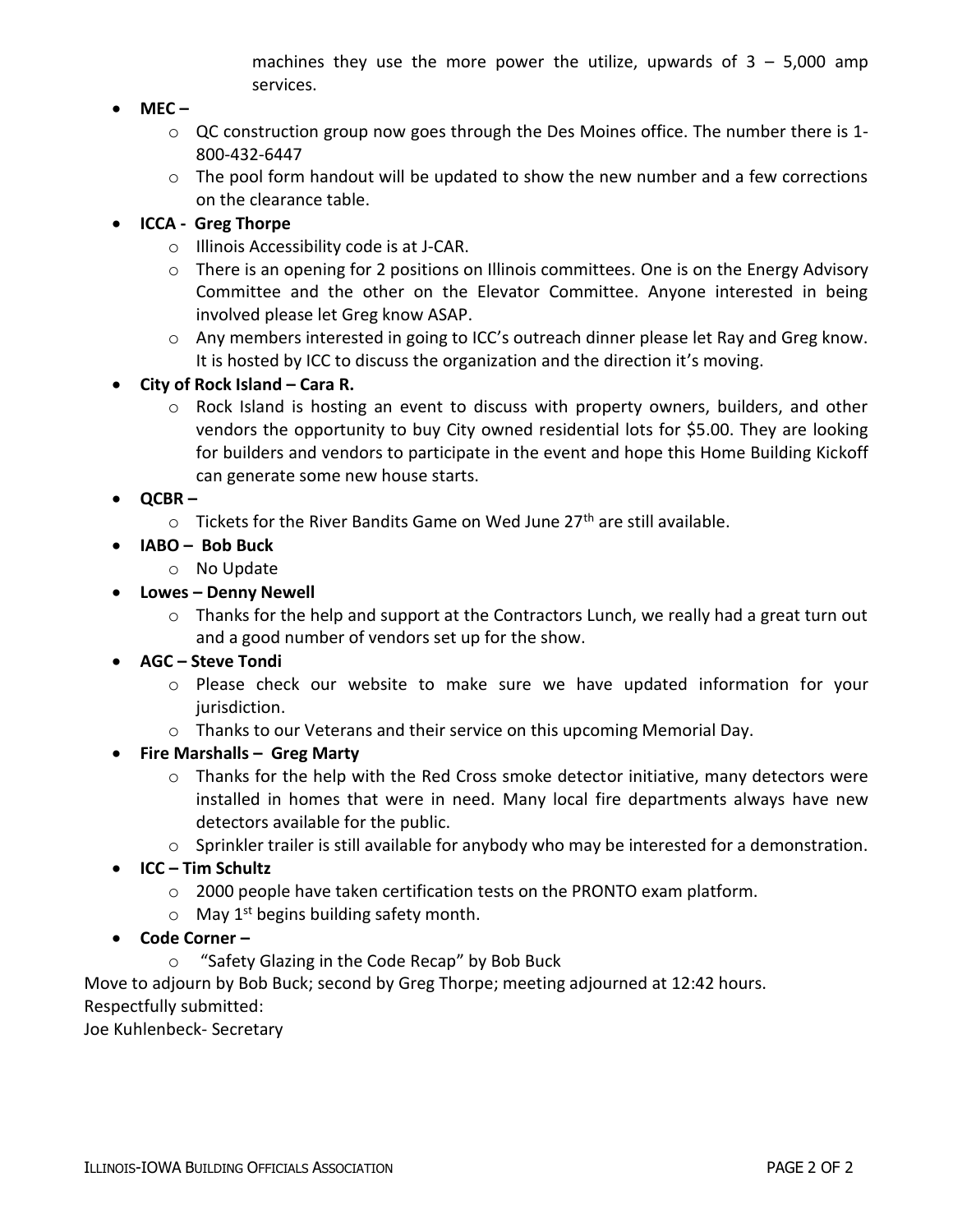machines they use the more power the utilize, upwards of 3 – 5,000 amp services.

- **MEC –**
  - QC construction group now goes through the Des Moines office. The number there is 1-800-432-6447
  - The pool form handout will be updated to show the new number and a few corrections on the clearance table.
- **ICCA - Greg Thorpe**
  - Illinois Accessibility code is at J-CAR.
  - There is an opening for 2 positions on Illinois committees. One is on the Energy Advisory Committee and the other on the Elevator Committee. Anyone interested in being involved please let Greg know ASAP.
  - Any members interested in going to ICC's outreach dinner please let Ray and Greg know. It is hosted by ICC to discuss the organization and the direction it's moving.
- **City of Rock Island – Cara R.**
  - Rock Island is hosting an event to discuss with property owners, builders, and other vendors the opportunity to buy City owned residential lots for $5.00. They are looking for builders and vendors to participate in the event and hope this Home Building Kickoff can generate some new house starts.
- **QCBR –**
  - Tickets for the River Bandits Game on Wed June 27th are still available.
- **IABO – Bob Buck**
  - No Update
- **Lowes – Denny Newell**
  - Thanks for the help and support at the Contractors Lunch, we really had a great turn out and a good number of vendors set up for the show.
- **AGC – Steve Tondi**
  - Please check our website to make sure we have updated information for your jurisdiction.
  - Thanks to our Veterans and their service on this upcoming Memorial Day.
- **Fire Marshalls – Greg Marty**
  - Thanks for the help with the Red Cross smoke detector initiative, many detectors were installed in homes that were in need. Many local fire departments always have new detectors available for the public.
  - Sprinkler trailer is still available for anybody who may be interested for a demonstration.
- **ICC – Tim Schultz**
  - 2000 people have taken certification tests on the PRONTO exam platform.
  - May 1st begins building safety month.
- **Code Corner –**
  - "Safety Glazing in the Code Recap" by Bob Buck

Move to adjourn by Bob Buck; second by Greg Thorpe; meeting adjourned at 12:42 hours.

Respectfully submitted:

Joe Kuhlenbeck- Secretary